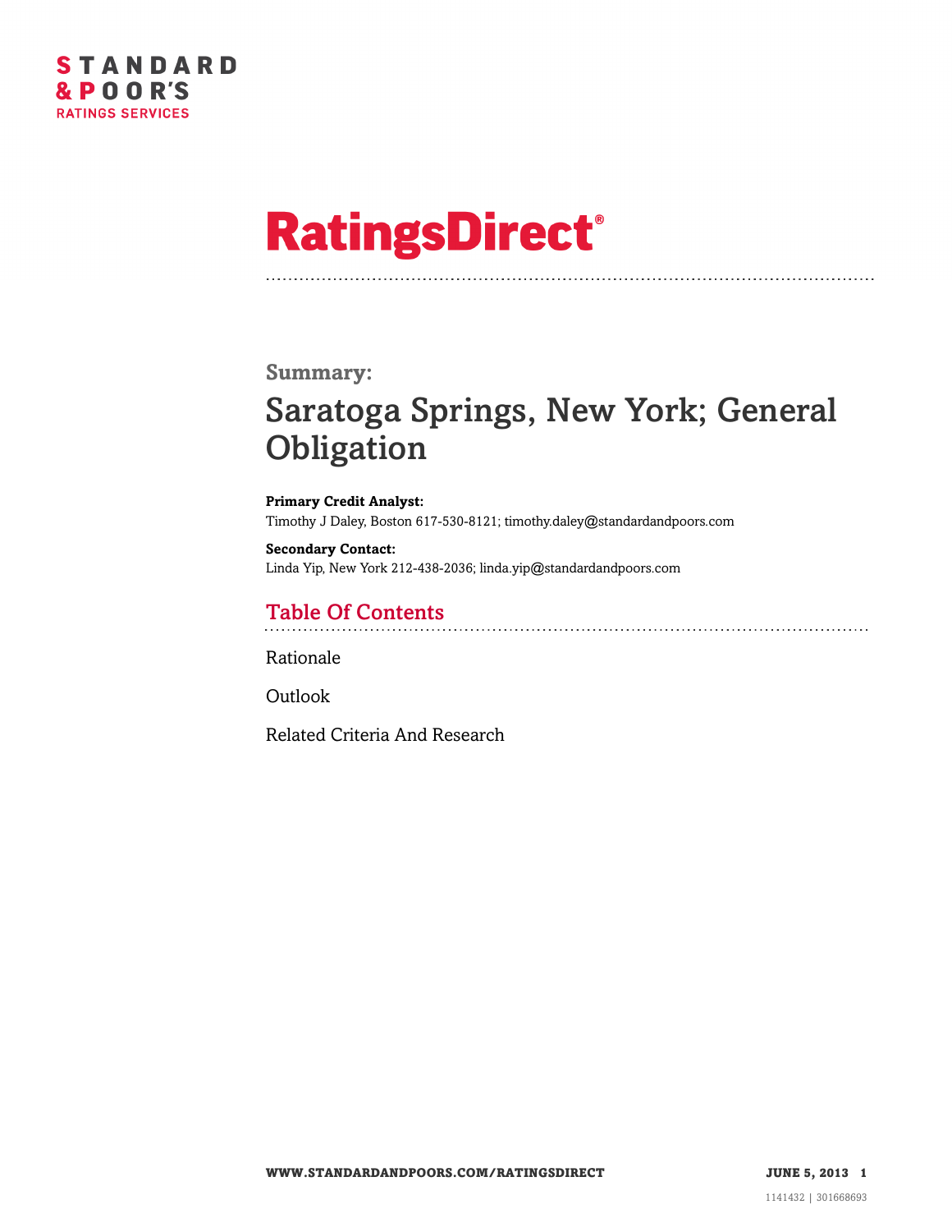**STANDARD & POOR'S**
**RATINGS SERVICES**

# RatingsDirect®

**Summary:**

## Saratoga Springs, New York; General Obligation

**Primary Credit Analyst:**
Timothy J Daley, Boston 617-530-8121; timothy.daley@standardandpoors.com

**Secondary Contact:**
Linda Yip, New York 212-438-2036; linda.yip@standardandpoors.com

## Table Of Contents

Rationale

Outlook

Related Criteria And Research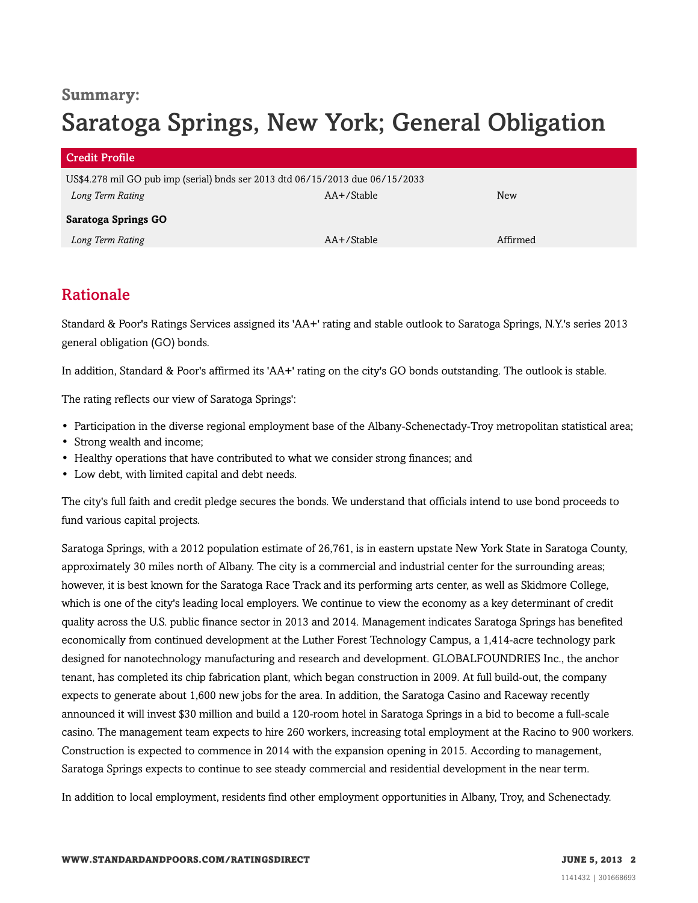## Summary:

# Saratoga Springs, New York; General Obligation

| Credit Profile | | |
|---|---|---|
| US$4.278 mil GO pub imp (serial) bnds ser 2013 dtd 06/15/2013 due 06/15/2033 | | |
| *Long Term Rating* | AA+/Stable | New |
| **Saratoga Springs GO** | | |
| *Long Term Rating* | AA+/Stable | Affirmed |

## Rationale

Standard & Poor's Ratings Services assigned its 'AA+' rating and stable outlook to Saratoga Springs, N.Y.'s series 2013 general obligation (GO) bonds.

In addition, Standard & Poor's affirmed its 'AA+' rating on the city's GO bonds outstanding. The outlook is stable.

The rating reflects our view of Saratoga Springs':

- Participation in the diverse regional employment base of the Albany-Schenectady-Troy metropolitan statistical area;
- Strong wealth and income;
- Healthy operations that have contributed to what we consider strong finances; and
- Low debt, with limited capital and debt needs.

The city's full faith and credit pledge secures the bonds. We understand that officials intend to use bond proceeds to fund various capital projects.

Saratoga Springs, with a 2012 population estimate of 26,761, is in eastern upstate New York State in Saratoga County, approximately 30 miles north of Albany. The city is a commercial and industrial center for the surrounding areas; however, it is best known for the Saratoga Race Track and its performing arts center, as well as Skidmore College, which is one of the city's leading local employers. We continue to view the economy as a key determinant of credit quality across the U.S. public finance sector in 2013 and 2014. Management indicates Saratoga Springs has benefited economically from continued development at the Luther Forest Technology Campus, a 1,414-acre technology park designed for nanotechnology manufacturing and research and development. GLOBALFOUNDRIES Inc., the anchor tenant, has completed its chip fabrication plant, which began construction in 2009. At full build-out, the company expects to generate about 1,600 new jobs for the area. In addition, the Saratoga Casino and Raceway recently announced it will invest $30 million and build a 120-room hotel in Saratoga Springs in a bid to become a full-scale casino. The management team expects to hire 260 workers, increasing total employment at the Racino to 900 workers. Construction is expected to commence in 2014 with the expansion opening in 2015. According to management, Saratoga Springs expects to continue to see steady commercial and residential development in the near term.

In addition to local employment, residents find other employment opportunities in Albany, Troy, and Schenectady.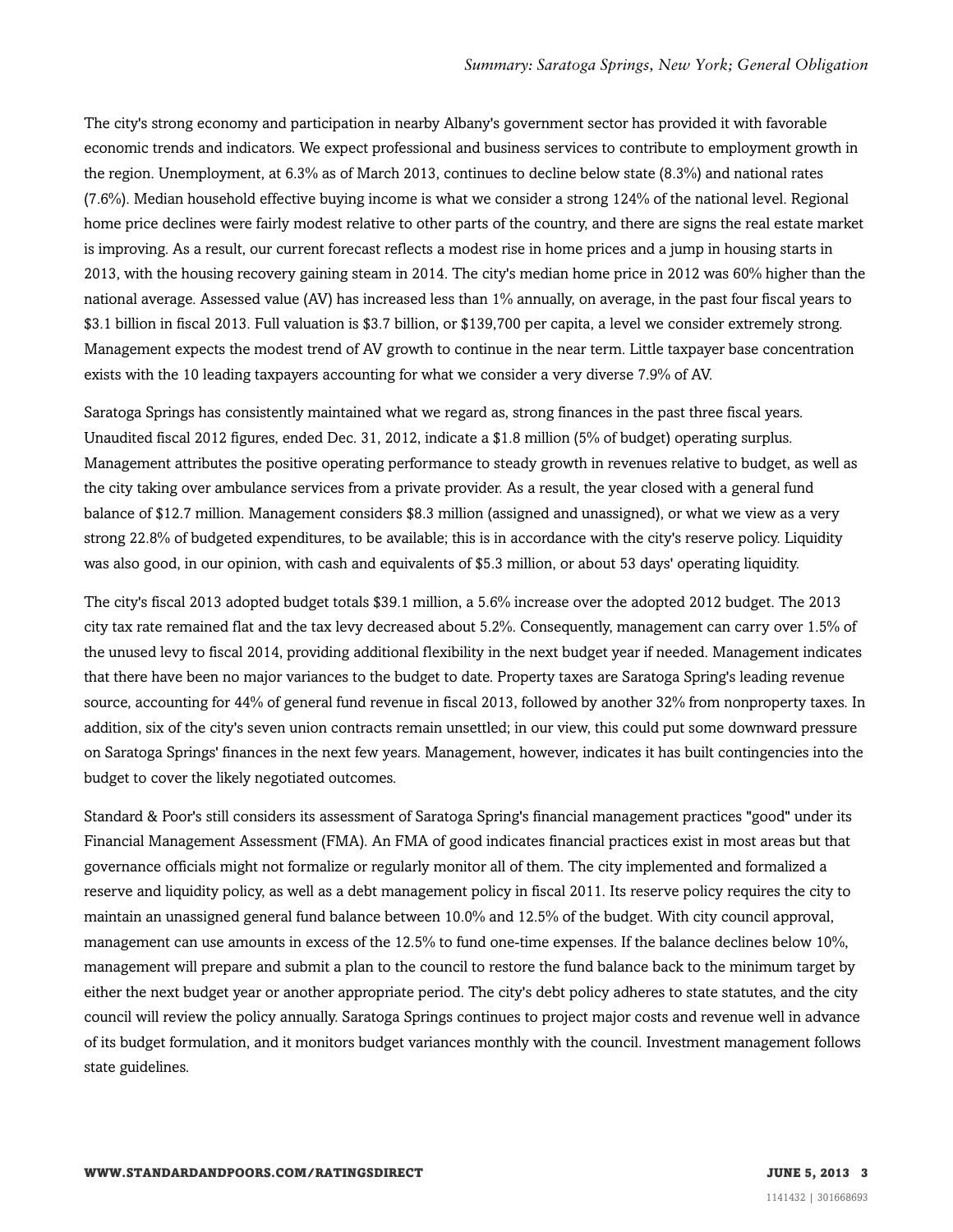The city's strong economy and participation in nearby Albany's government sector has provided it with favorable economic trends and indicators. We expect professional and business services to contribute to employment growth in the region. Unemployment, at 6.3% as of March 2013, continues to decline below state (8.3%) and national rates (7.6%). Median household effective buying income is what we consider a strong 124% of the national level. Regional home price declines were fairly modest relative to other parts of the country, and there are signs the real estate market is improving. As a result, our current forecast reflects a modest rise in home prices and a jump in housing starts in 2013, with the housing recovery gaining steam in 2014. The city's median home price in 2012 was 60% higher than the national average. Assessed value (AV) has increased less than 1% annually, on average, in the past four fiscal years to $3.1 billion in fiscal 2013. Full valuation is $3.7 billion, or $139,700 per capita, a level we consider extremely strong. Management expects the modest trend of AV growth to continue in the near term. Little taxpayer base concentration exists with the 10 leading taxpayers accounting for what we consider a very diverse 7.9% of AV.

Saratoga Springs has consistently maintained what we regard as, strong finances in the past three fiscal years. Unaudited fiscal 2012 figures, ended Dec. 31, 2012, indicate a $1.8 million (5% of budget) operating surplus. Management attributes the positive operating performance to steady growth in revenues relative to budget, as well as the city taking over ambulance services from a private provider. As a result, the year closed with a general fund balance of $12.7 million. Management considers $8.3 million (assigned and unassigned), or what we view as a very strong 22.8% of budgeted expenditures, to be available; this is in accordance with the city's reserve policy. Liquidity was also good, in our opinion, with cash and equivalents of $5.3 million, or about 53 days' operating liquidity.

The city's fiscal 2013 adopted budget totals $39.1 million, a 5.6% increase over the adopted 2012 budget. The 2013 city tax rate remained flat and the tax levy decreased about 5.2%. Consequently, management can carry over 1.5% of the unused levy to fiscal 2014, providing additional flexibility in the next budget year if needed. Management indicates that there have been no major variances to the budget to date. Property taxes are Saratoga Spring's leading revenue source, accounting for 44% of general fund revenue in fiscal 2013, followed by another 32% from nonproperty taxes. In addition, six of the city's seven union contracts remain unsettled; in our view, this could put some downward pressure on Saratoga Springs' finances in the next few years. Management, however, indicates it has built contingencies into the budget to cover the likely negotiated outcomes.

Standard & Poor's still considers its assessment of Saratoga Spring's financial management practices "good" under its Financial Management Assessment (FMA). An FMA of good indicates financial practices exist in most areas but that governance officials might not formalize or regularly monitor all of them. The city implemented and formalized a reserve and liquidity policy, as well as a debt management policy in fiscal 2011. Its reserve policy requires the city to maintain an unassigned general fund balance between 10.0% and 12.5% of the budget. With city council approval, management can use amounts in excess of the 12.5% to fund one-time expenses. If the balance declines below 10%, management will prepare and submit a plan to the council to restore the fund balance back to the minimum target by either the next budget year or another appropriate period. The city's debt policy adheres to state statutes, and the city council will review the policy annually. Saratoga Springs continues to project major costs and revenue well in advance of its budget formulation, and it monitors budget variances monthly with the council. Investment management follows state guidelines.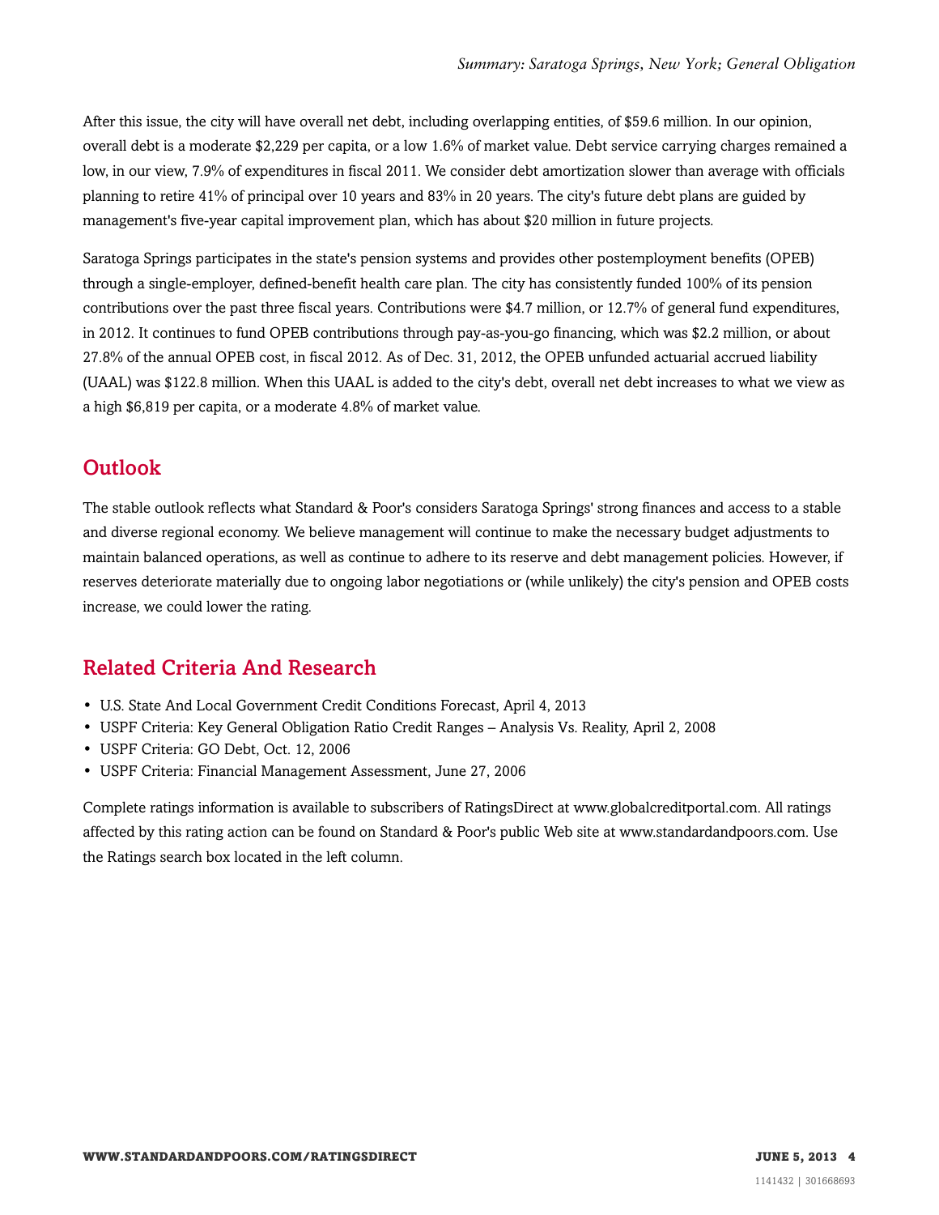After this issue, the city will have overall net debt, including overlapping entities, of $59.6 million. In our opinion, overall debt is a moderate $2,229 per capita, or a low 1.6% of market value. Debt service carrying charges remained a low, in our view, 7.9% of expenditures in fiscal 2011. We consider debt amortization slower than average with officials planning to retire 41% of principal over 10 years and 83% in 20 years. The city's future debt plans are guided by management's five-year capital improvement plan, which has about $20 million in future projects.

Saratoga Springs participates in the state's pension systems and provides other postemployment benefits (OPEB) through a single-employer, defined-benefit health care plan. The city has consistently funded 100% of its pension contributions over the past three fiscal years. Contributions were $4.7 million, or 12.7% of general fund expenditures, in 2012. It continues to fund OPEB contributions through pay-as-you-go financing, which was $2.2 million, or about 27.8% of the annual OPEB cost, in fiscal 2012. As of Dec. 31, 2012, the OPEB unfunded actuarial accrued liability (UAAL) was $122.8 million. When this UAAL is added to the city's debt, overall net debt increases to what we view as a high $6,819 per capita, or a moderate 4.8% of market value.

## Outlook

The stable outlook reflects what Standard & Poor's considers Saratoga Springs' strong finances and access to a stable and diverse regional economy. We believe management will continue to make the necessary budget adjustments to maintain balanced operations, as well as continue to adhere to its reserve and debt management policies. However, if reserves deteriorate materially due to ongoing labor negotiations or (while unlikely) the city's pension and OPEB costs increase, we could lower the rating.

## Related Criteria And Research

- U.S. State And Local Government Credit Conditions Forecast, April 4, 2013
- USPF Criteria: Key General Obligation Ratio Credit Ranges – Analysis Vs. Reality, April 2, 2008
- USPF Criteria: GO Debt, Oct. 12, 2006
- USPF Criteria: Financial Management Assessment, June 27, 2006

Complete ratings information is available to subscribers of RatingsDirect at www.globalcreditportal.com. All ratings affected by this rating action can be found on Standard & Poor's public Web site at www.standardandpoors.com. Use the Ratings search box located in the left column.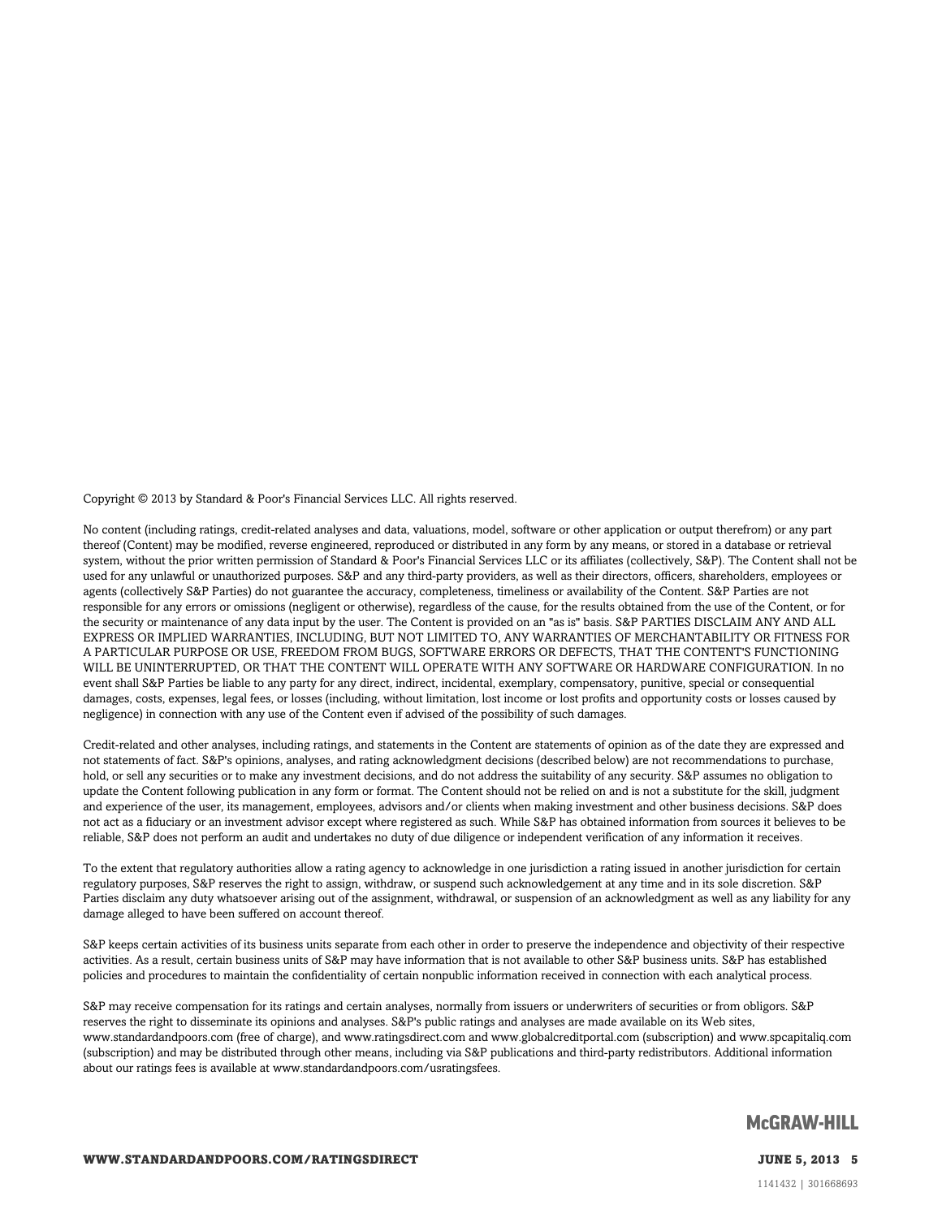Copyright © 2013 by Standard & Poor's Financial Services LLC. All rights reserved.

No content (including ratings, credit-related analyses and data, valuations, model, software or other application or output therefrom) or any part thereof (Content) may be modified, reverse engineered, reproduced or distributed in any form by any means, or stored in a database or retrieval system, without the prior written permission of Standard & Poor's Financial Services LLC or its affiliates (collectively, S&P). The Content shall not be used for any unlawful or unauthorized purposes. S&P and any third-party providers, as well as their directors, officers, shareholders, employees or agents (collectively S&P Parties) do not guarantee the accuracy, completeness, timeliness or availability of the Content. S&P Parties are not responsible for any errors or omissions (negligent or otherwise), regardless of the cause, for the results obtained from the use of the Content, or for the security or maintenance of any data input by the user. The Content is provided on an "as is" basis. S&P PARTIES DISCLAIM ANY AND ALL EXPRESS OR IMPLIED WARRANTIES, INCLUDING, BUT NOT LIMITED TO, ANY WARRANTIES OF MERCHANTABILITY OR FITNESS FOR A PARTICULAR PURPOSE OR USE, FREEDOM FROM BUGS, SOFTWARE ERRORS OR DEFECTS, THAT THE CONTENT'S FUNCTIONING WILL BE UNINTERRUPTED, OR THAT THE CONTENT WILL OPERATE WITH ANY SOFTWARE OR HARDWARE CONFIGURATION. In no event shall S&P Parties be liable to any party for any direct, indirect, incidental, exemplary, compensatory, punitive, special or consequential damages, costs, expenses, legal fees, or losses (including, without limitation, lost income or lost profits and opportunity costs or losses caused by negligence) in connection with any use of the Content even if advised of the possibility of such damages.

Credit-related and other analyses, including ratings, and statements in the Content are statements of opinion as of the date they are expressed and not statements of fact. S&P's opinions, analyses, and rating acknowledgment decisions (described below) are not recommendations to purchase, hold, or sell any securities or to make any investment decisions, and do not address the suitability of any security. S&P assumes no obligation to update the Content following publication in any form or format. The Content should not be relied on and is not a substitute for the skill, judgment and experience of the user, its management, employees, advisors and/or clients when making investment and other business decisions. S&P does not act as a fiduciary or an investment advisor except where registered as such. While S&P has obtained information from sources it believes to be reliable, S&P does not perform an audit and undertakes no duty of due diligence or independent verification of any information it receives.

To the extent that regulatory authorities allow a rating agency to acknowledge in one jurisdiction a rating issued in another jurisdiction for certain regulatory purposes, S&P reserves the right to assign, withdraw, or suspend such acknowledgement at any time and in its sole discretion. S&P Parties disclaim any duty whatsoever arising out of the assignment, withdrawal, or suspension of an acknowledgment as well as any liability for any damage alleged to have been suffered on account thereof.

S&P keeps certain activities of its business units separate from each other in order to preserve the independence and objectivity of their respective activities. As a result, certain business units of S&P may have information that is not available to other S&P business units. S&P has established policies and procedures to maintain the confidentiality of certain nonpublic information received in connection with each analytical process.

S&P may receive compensation for its ratings and certain analyses, normally from issuers or underwriters of securities or from obligors. S&P reserves the right to disseminate its opinions and analyses. S&P's public ratings and analyses are made available on its Web sites, www.standardandpoors.com (free of charge), and www.ratingsdirect.com and www.globalcreditportal.com (subscription) and www.spcapitaliq.com (subscription) and may be distributed through other means, including via S&P publications and third-party redistributors. Additional information about our ratings fees is available at www.standardandpoors.com/usratingsfees.

McGRAW-HILL

1141432 | 301668693